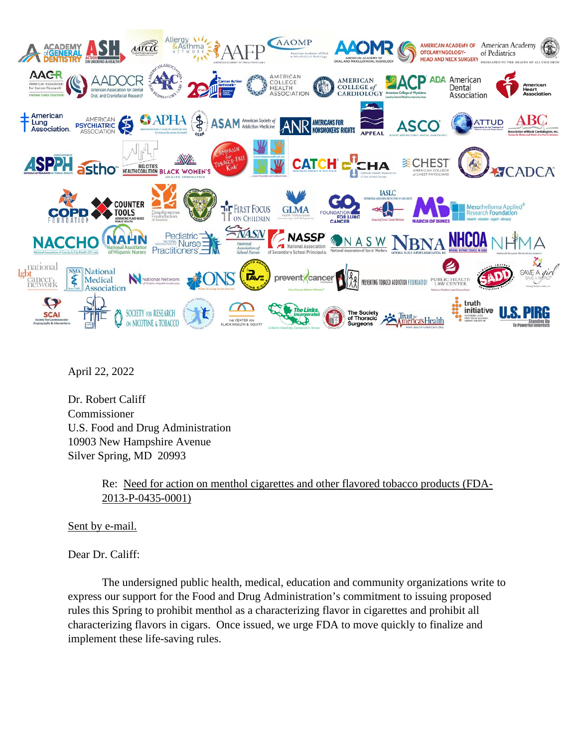April 22, 2022

Dr. Robert Califf
Commissioner
U.S. Food and Drug Administration
10903 New Hampshire Avenue
Silver Spring, MD 20993

Re: Need for action on menthol cigarettes and other flavored tobacco products (FDA-2013-P-0435-0001)

Sent by e-mail.

Dear Dr. Califf:

The undersigned public health, medical, education and community organizations write to express our support for the Food and Drug Administration's commitment to issuing proposed rules this Spring to prohibit menthol as a characterizing flavor in cigarettes and prohibit all characterizing flavors in cigars. Once issued, we urge FDA to move quickly to finalize and implement these life-saving rules.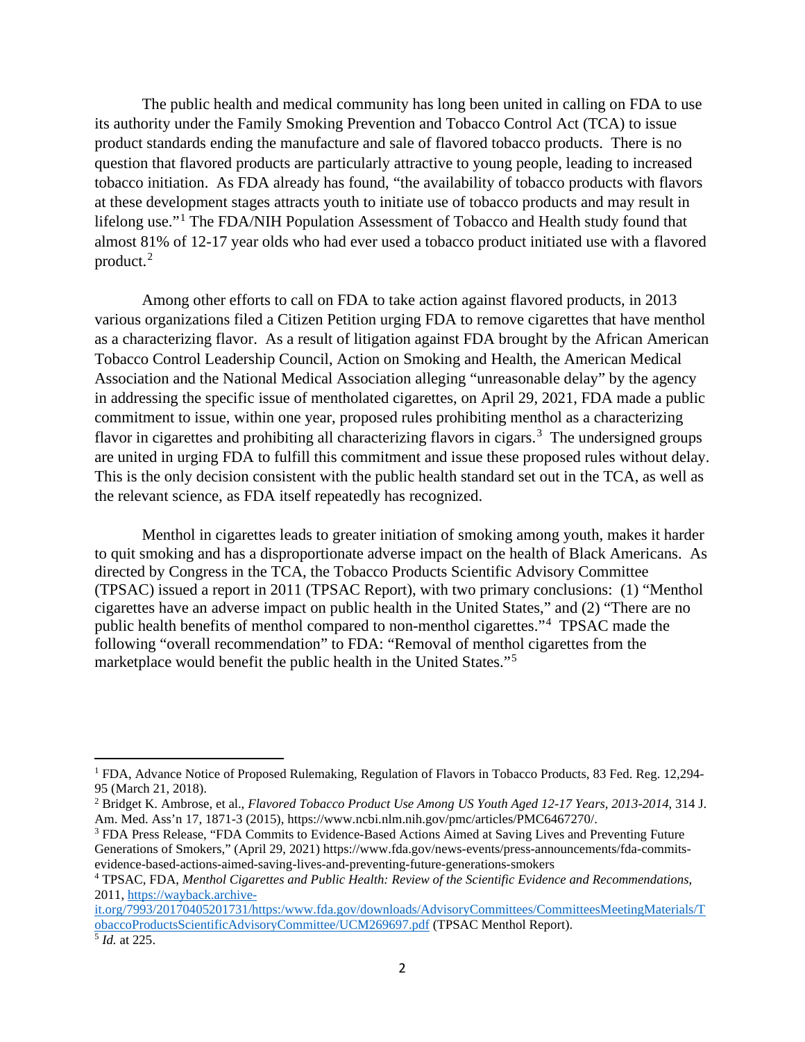The public health and medical community has long been united in calling on FDA to use its authority under the Family Smoking Prevention and Tobacco Control Act (TCA) to issue product standards ending the manufacture and sale of flavored tobacco products. There is no question that flavored products are particularly attractive to young people, leading to increased tobacco initiation. As FDA already has found, "the availability of tobacco products with flavors at these development stages attracts youth to initiate use of tobacco products and may result in lifelong use."[1] The FDA/NIH Population Assessment of Tobacco and Health study found that almost 81% of 12-17 year olds who had ever used a tobacco product initiated use with a flavored product.[2]

Among other efforts to call on FDA to take action against flavored products, in 2013 various organizations filed a Citizen Petition urging FDA to remove cigarettes that have menthol as a characterizing flavor. As a result of litigation against FDA brought by the African American Tobacco Control Leadership Council, Action on Smoking and Health, the American Medical Association and the National Medical Association alleging "unreasonable delay" by the agency in addressing the specific issue of mentholated cigarettes, on April 29, 2021, FDA made a public commitment to issue, within one year, proposed rules prohibiting menthol as a characterizing flavor in cigarettes and prohibiting all characterizing flavors in cigars.[3] The undersigned groups are united in urging FDA to fulfill this commitment and issue these proposed rules without delay. This is the only decision consistent with the public health standard set out in the TCA, as well as the relevant science, as FDA itself repeatedly has recognized.

Menthol in cigarettes leads to greater initiation of smoking among youth, makes it harder to quit smoking and has a disproportionate adverse impact on the health of Black Americans. As directed by Congress in the TCA, the Tobacco Products Scientific Advisory Committee (TPSAC) issued a report in 2011 (TPSAC Report), with two primary conclusions: (1) "Menthol cigarettes have an adverse impact on public health in the United States," and (2) "There are no public health benefits of menthol compared to non-menthol cigarettes."[4] TPSAC made the following "overall recommendation" to FDA: "Removal of menthol cigarettes from the marketplace would benefit the public health in the United States."[5]

---

[1] FDA, Advance Notice of Proposed Rulemaking, Regulation of Flavors in Tobacco Products, 83 Fed. Reg. 12,294-95 (March 21, 2018).

[2] Bridget K. Ambrose, et al., *Flavored Tobacco Product Use Among US Youth Aged 12-17 Years, 2013-2014*, 314 J. Am. Med. Ass'n 17, 1871-3 (2015), https://www.ncbi.nlm.nih.gov/pmc/articles/PMC6467270/.

[3] FDA Press Release, "FDA Commits to Evidence-Based Actions Aimed at Saving Lives and Preventing Future Generations of Smokers," (April 29, 2021) https://www.fda.gov/news-events/press-announcements/fda-commits-evidence-based-actions-aimed-saving-lives-and-preventing-future-generations-smokers

[4] TPSAC, FDA, *Menthol Cigarettes and Public Health: Review of the Scientific Evidence and Recommendations*, 2011, https://wayback.archive-it.org/7993/20170405201731/https:/www.fda.gov/downloads/AdvisoryCommittees/CommitteesMeetingMaterials/TobaccoProductsScientificAdvisoryCommittee/UCM269697.pdf (TPSAC Menthol Report).

[5] *Id.* at 225.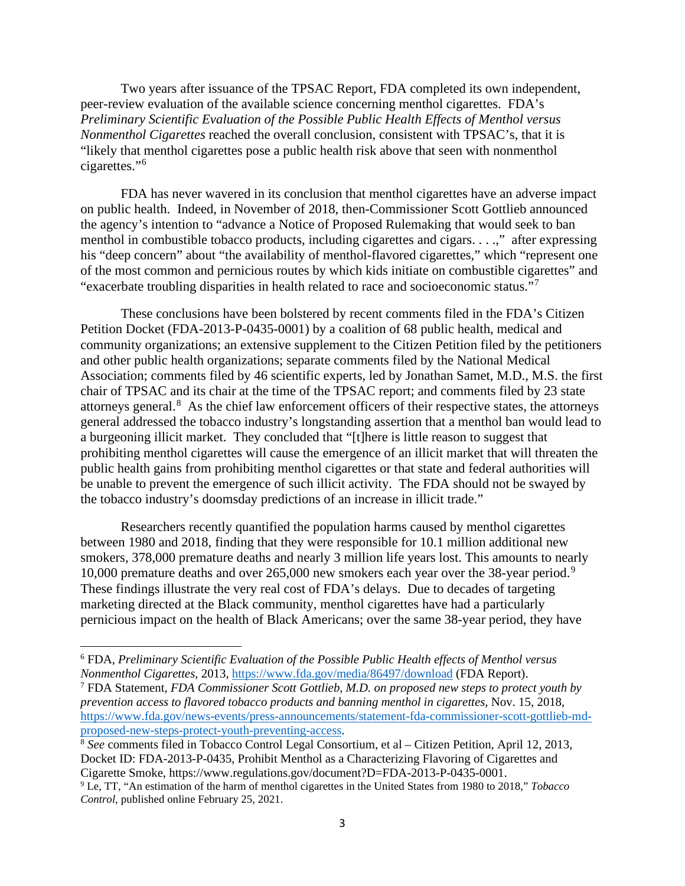Two years after issuance of the TPSAC Report, FDA completed its own independent, peer-review evaluation of the available science concerning menthol cigarettes. FDA's *Preliminary Scientific Evaluation of the Possible Public Health Effects of Menthol versus Nonmenthol Cigarettes* reached the overall conclusion, consistent with TPSAC's, that it is "likely that menthol cigarettes pose a public health risk above that seen with nonmenthol cigarettes."[6]

FDA has never wavered in its conclusion that menthol cigarettes have an adverse impact on public health. Indeed, in November of 2018, then-Commissioner Scott Gottlieb announced the agency's intention to "advance a Notice of Proposed Rulemaking that would seek to ban menthol in combustible tobacco products, including cigarettes and cigars. . . .," after expressing his "deep concern" about "the availability of menthol-flavored cigarettes," which "represent one of the most common and pernicious routes by which kids initiate on combustible cigarettes" and "exacerbate troubling disparities in health related to race and socioeconomic status."[7]

These conclusions have been bolstered by recent comments filed in the FDA's Citizen Petition Docket (FDA-2013-P-0435-0001) by a coalition of 68 public health, medical and community organizations; an extensive supplement to the Citizen Petition filed by the petitioners and other public health organizations; separate comments filed by the National Medical Association; comments filed by 46 scientific experts, led by Jonathan Samet, M.D., M.S. the first chair of TPSAC and its chair at the time of the TPSAC report; and comments filed by 23 state attorneys general.[8] As the chief law enforcement officers of their respective states, the attorneys general addressed the tobacco industry's longstanding assertion that a menthol ban would lead to a burgeoning illicit market. They concluded that "[t]here is little reason to suggest that prohibiting menthol cigarettes will cause the emergence of an illicit market that will threaten the public health gains from prohibiting menthol cigarettes or that state and federal authorities will be unable to prevent the emergence of such illicit activity. The FDA should not be swayed by the tobacco industry's doomsday predictions of an increase in illicit trade."

Researchers recently quantified the population harms caused by menthol cigarettes between 1980 and 2018, finding that they were responsible for 10.1 million additional new smokers, 378,000 premature deaths and nearly 3 million life years lost. This amounts to nearly 10,000 premature deaths and over 265,000 new smokers each year over the 38-year period.[9] These findings illustrate the very real cost of FDA's delays. Due to decades of targeting marketing directed at the Black community, menthol cigarettes have had a particularly pernicious impact on the health of Black Americans; over the same 38-year period, they have

---

[6] FDA, *Preliminary Scientific Evaluation of the Possible Public Health effects of Menthol versus Nonmenthol Cigarettes*, 2013, https://www.fda.gov/media/86497/download (FDA Report).

[7] FDA Statement, *FDA Commissioner Scott Gottlieb, M.D. on proposed new steps to protect youth by prevention access to flavored tobacco products and banning menthol in cigarettes*, Nov. 15, 2018, https://www.fda.gov/news-events/press-announcements/statement-fda-commissioner-scott-gottlieb-md-proposed-new-steps-protect-youth-preventing-access.

[8] *See* comments filed in Tobacco Control Legal Consortium, et al – Citizen Petition, April 12, 2013, Docket ID: FDA-2013-P-0435, Prohibit Menthol as a Characterizing Flavoring of Cigarettes and Cigarette Smoke, https://www.regulations.gov/document?D=FDA-2013-P-0435-0001.

[9] Le, TT, "An estimation of the harm of menthol cigarettes in the United States from 1980 to 2018," *Tobacco Control*, published online February 25, 2021.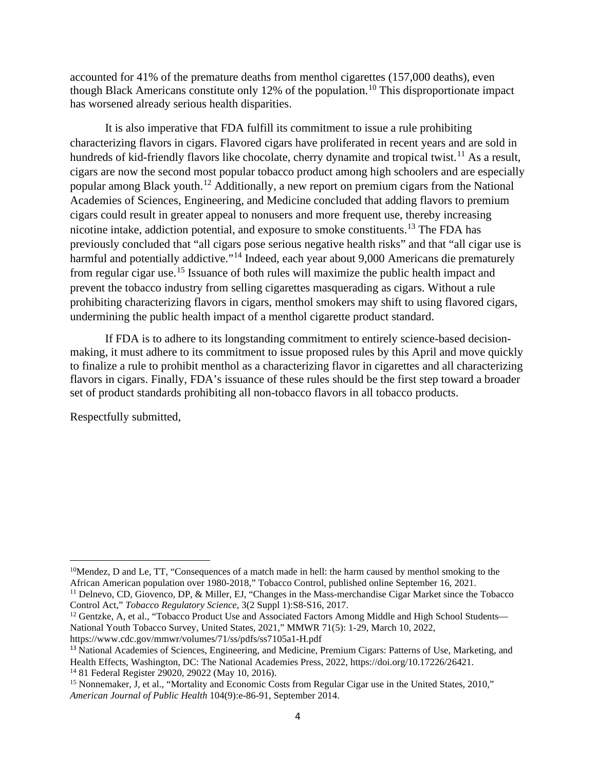accounted for 41% of the premature deaths from menthol cigarettes (157,000 deaths), even though Black Americans constitute only 12% of the population.[10] This disproportionate impact has worsened already serious health disparities.

It is also imperative that FDA fulfill its commitment to issue a rule prohibiting characterizing flavors in cigars. Flavored cigars have proliferated in recent years and are sold in hundreds of kid-friendly flavors like chocolate, cherry dynamite and tropical twist.[11] As a result, cigars are now the second most popular tobacco product among high schoolers and are especially popular among Black youth.[12] Additionally, a new report on premium cigars from the National Academies of Sciences, Engineering, and Medicine concluded that adding flavors to premium cigars could result in greater appeal to nonusers and more frequent use, thereby increasing nicotine intake, addiction potential, and exposure to smoke constituents.[13] The FDA has previously concluded that "all cigars pose serious negative health risks" and that "all cigar use is harmful and potentially addictive."[14] Indeed, each year about 9,000 Americans die prematurely from regular cigar use.[15] Issuance of both rules will maximize the public health impact and prevent the tobacco industry from selling cigarettes masquerading as cigars. Without a rule prohibiting characterizing flavors in cigars, menthol smokers may shift to using flavored cigars, undermining the public health impact of a menthol cigarette product standard.

If FDA is to adhere to its longstanding commitment to entirely science-based decision-making, it must adhere to its commitment to issue proposed rules by this April and move quickly to finalize a rule to prohibit menthol as a characterizing flavor in cigarettes and all characterizing flavors in cigars. Finally, FDA's issuance of these rules should be the first step toward a broader set of product standards prohibiting all non-tobacco flavors in all tobacco products.

Respectfully submitted,

---

[10] Mendez, D and Le, TT, "Consequences of a match made in hell: the harm caused by menthol smoking to the African American population over 1980-2018," Tobacco Control, published online September 16, 2021.

[11] Delnevo, CD, Giovenco, DP, & Miller, EJ, "Changes in the Mass-merchandise Cigar Market since the Tobacco Control Act," *Tobacco Regulatory Science*, 3(2 Suppl 1):S8-S16, 2017.

[12] Gentzke, A, et al., "Tobacco Product Use and Associated Factors Among Middle and High School Students—National Youth Tobacco Survey, United States, 2021," MMWR 71(5): 1-29, March 10, 2022, https://www.cdc.gov/mmwr/volumes/71/ss/pdfs/ss7105a1-H.pdf

[13] National Academies of Sciences, Engineering, and Medicine, Premium Cigars: Patterns of Use, Marketing, and Health Effects, Washington, DC: The National Academies Press, 2022, https://doi.org/10.17226/26421.

[14] 81 Federal Register 29020, 29022 (May 10, 2016).

[15] Nonnemaker, J, et al., "Mortality and Economic Costs from Regular Cigar use in the United States, 2010," *American Journal of Public Health* 104(9):e-86-91, September 2014.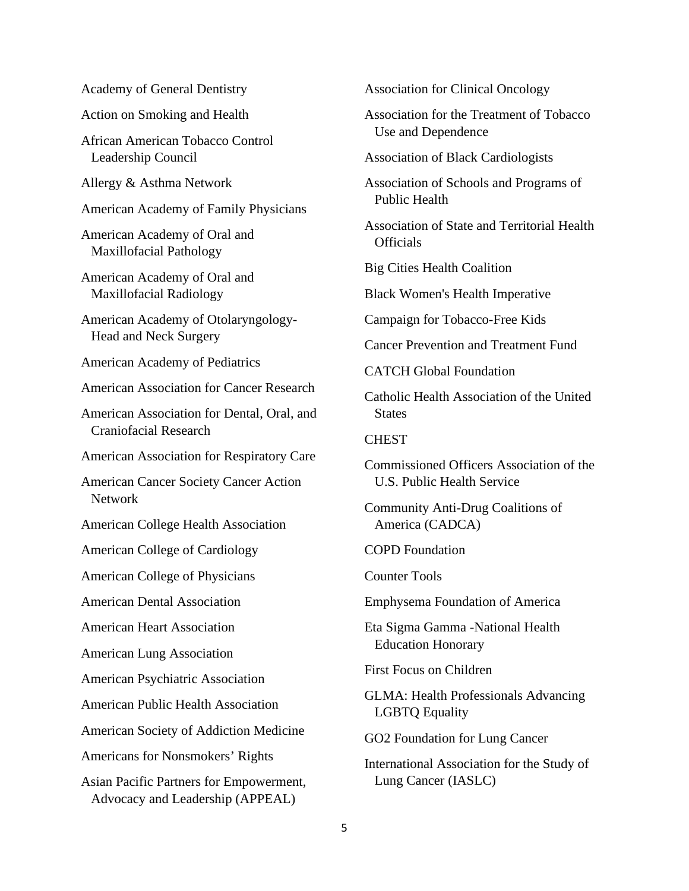Academy of General Dentistry

Action on Smoking and Health

African American Tobacco Control Leadership Council

Allergy & Asthma Network

American Academy of Family Physicians

American Academy of Oral and Maxillofacial Pathology

American Academy of Oral and Maxillofacial Radiology

American Academy of Otolaryngology-Head and Neck Surgery

American Academy of Pediatrics

American Association for Cancer Research

American Association for Dental, Oral, and Craniofacial Research

American Association for Respiratory Care

American Cancer Society Cancer Action Network

American College Health Association

American College of Cardiology

American College of Physicians

American Dental Association

American Heart Association

American Lung Association

American Psychiatric Association

American Public Health Association

American Society of Addiction Medicine

Americans for Nonsmokers' Rights

Asian Pacific Partners for Empowerment, Advocacy and Leadership (APPEAL)

Association for Clinical Oncology

Association for the Treatment of Tobacco Use and Dependence

Association of Black Cardiologists

Association of Schools and Programs of Public Health

Association of State and Territorial Health Officials

Big Cities Health Coalition

Black Women's Health Imperative

Campaign for Tobacco-Free Kids

Cancer Prevention and Treatment Fund

CATCH Global Foundation

Catholic Health Association of the United States

CHEST

Commissioned Officers Association of the U.S. Public Health Service

Community Anti-Drug Coalitions of America (CADCA)

COPD Foundation

Counter Tools

Emphysema Foundation of America

Eta Sigma Gamma -National Health Education Honorary

First Focus on Children

GLMA: Health Professionals Advancing LGBTQ Equality

GO2 Foundation for Lung Cancer

International Association for the Study of Lung Cancer (IASLC)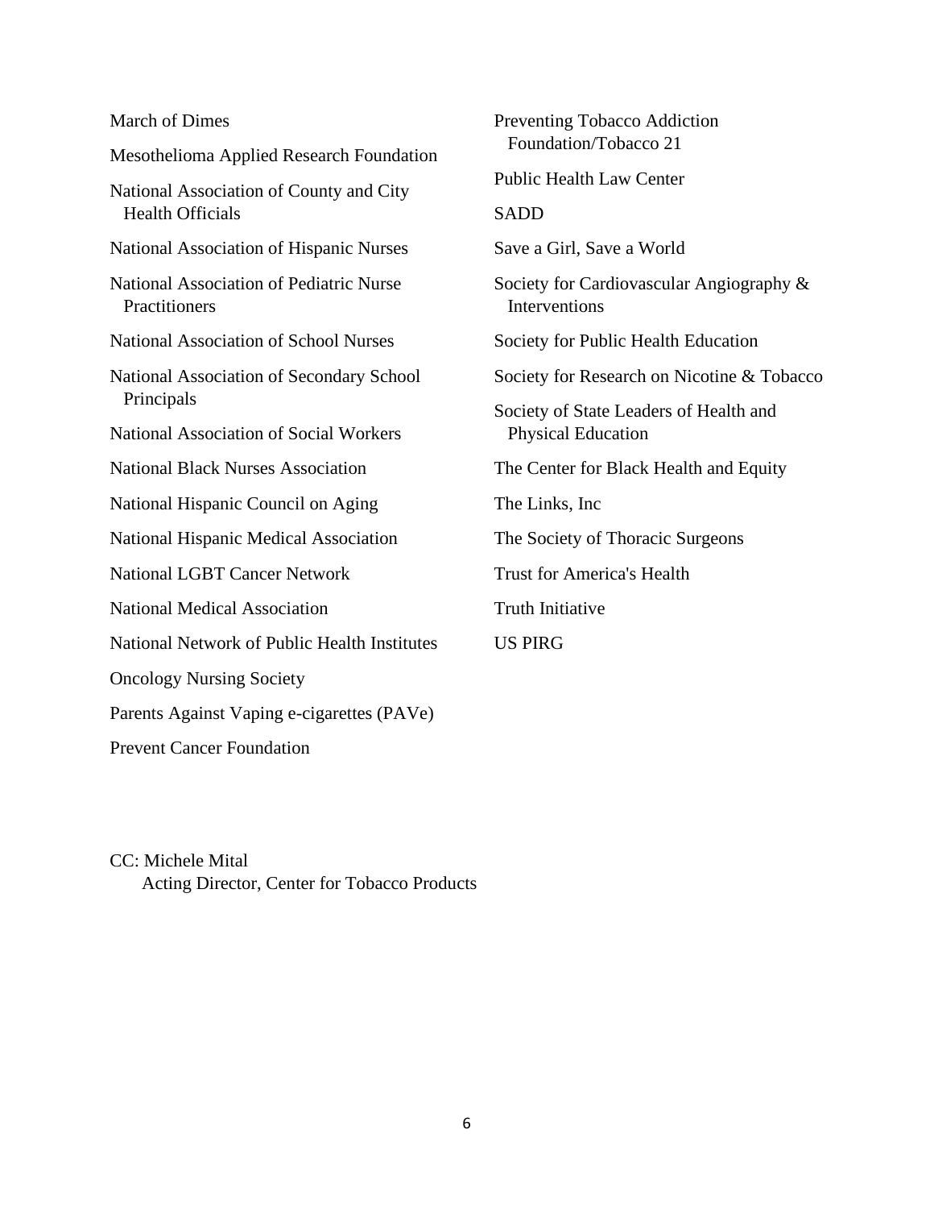March of Dimes

Mesothelioma Applied Research Foundation

National Association of County and City Health Officials

National Association of Hispanic Nurses

National Association of Pediatric Nurse Practitioners

National Association of School Nurses

National Association of Secondary School Principals

National Association of Social Workers

National Black Nurses Association

National Hispanic Council on Aging

National Hispanic Medical Association

National LGBT Cancer Network

National Medical Association

National Network of Public Health Institutes

Oncology Nursing Society

Parents Against Vaping e-cigarettes (PAVe)

Prevent Cancer Foundation

Preventing Tobacco Addiction Foundation/Tobacco 21

Public Health Law Center

SADD

Save a Girl, Save a World

Society for Cardiovascular Angiography & Interventions

Society for Public Health Education

Society for Research on Nicotine & Tobacco

Society of State Leaders of Health and Physical Education

The Center for Black Health and Equity

The Links, Inc

The Society of Thoracic Surgeons

Trust for America's Health

Truth Initiative

US PIRG

CC: Michele Mital
Acting Director, Center for Tobacco Products